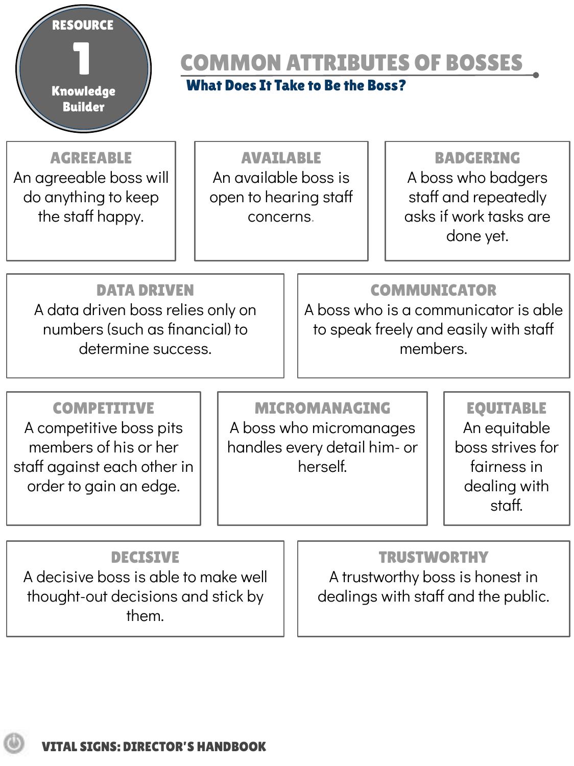RESOURCE 1
Knowledge Builder

# COMMON ATTRIBUTES OF BOSSES

## What Does It Take to Be the Boss?

### AGREEABLE
An agreeable boss will do anything to keep the staff happy.

### AVAILABLE
An available boss is open to hearing staff concerns.

### BADGERING
A boss who badgers staff and repeatedly asks if work tasks are done yet.

### DATA DRIVEN
A data driven boss relies only on numbers (such as financial) to determine success.

### COMMUNICATOR
A boss who is a communicator is able to speak freely and easily with staff members.

### COMPETITIVE
A competitive boss pits members of his or her staff against each other in order to gain an edge.

### MICROMANAGING
A boss who micromanages handles every detail him- or herself.

### EQUITABLE
An equitable boss strives for fairness in dealing with staff.

### DECISIVE
A decisive boss is able to make well thought-out decisions and stick by them.

### TRUSTWORTHY
A trustworthy boss is honest in dealings with staff and the public.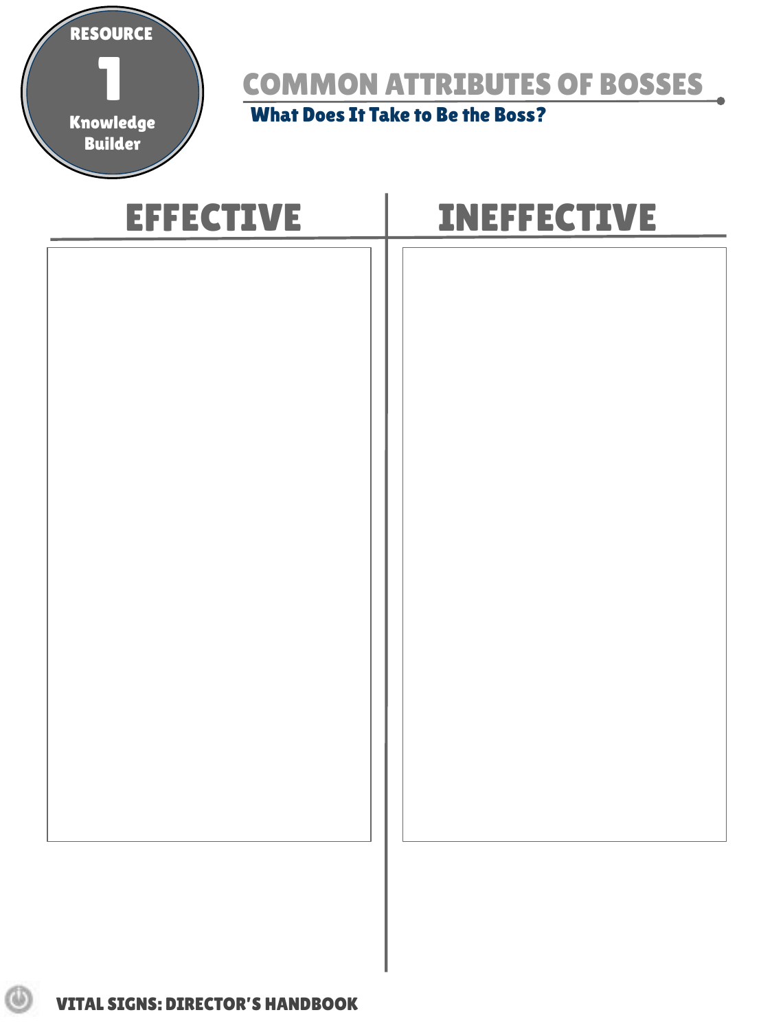RESOURCE 1

Knowledge Builder

# COMMON ATTRIBUTES OF BOSSES

## What Does It Take to Be the Boss?

| EFFECTIVE | INEFFECTIVE |
| --- | --- |
| | |

VITAL SIGNS: DIRECTOR'S HANDBOOK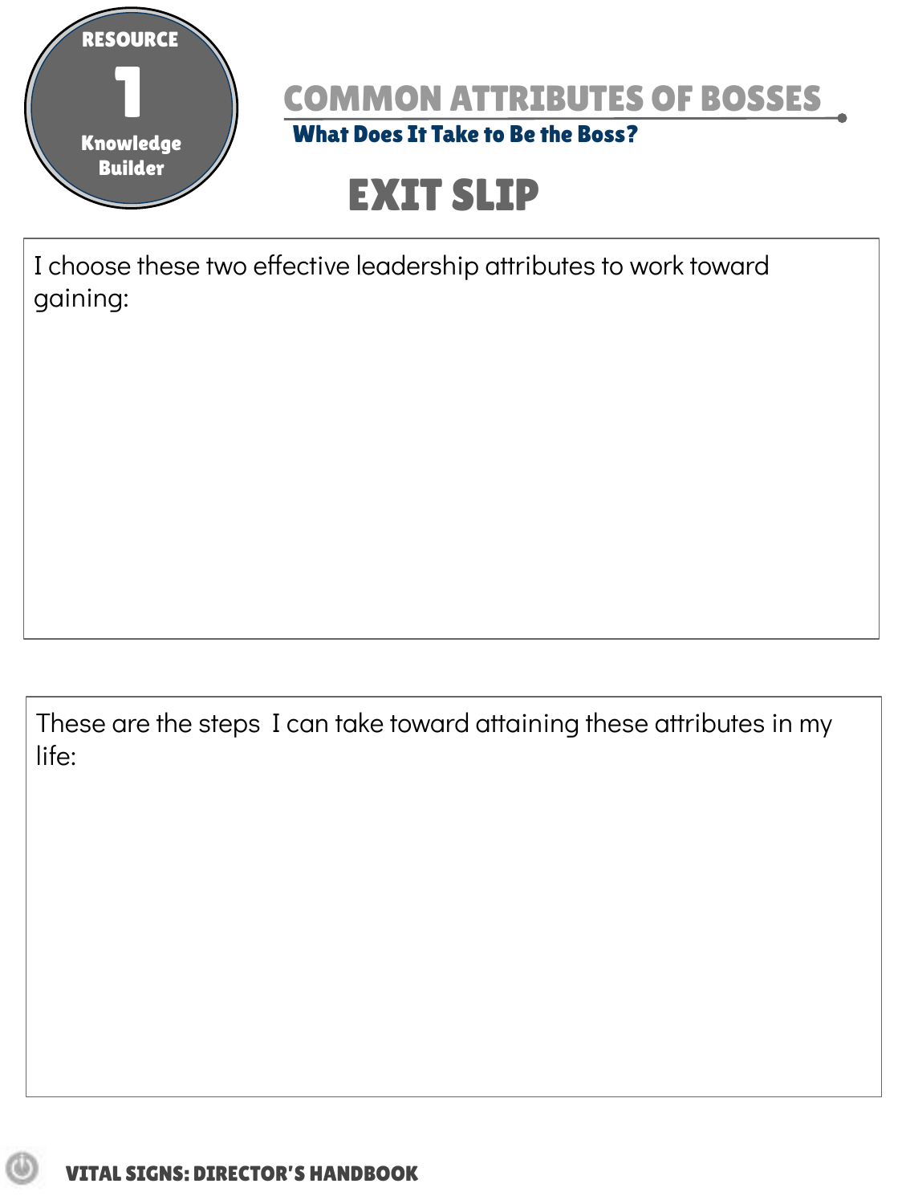RESOURCE 1

Knowledge Builder

# COMMON ATTRIBUTES OF BOSSES

### What Does It Take to Be the Boss?

## EXIT SLIP

I choose these two effective leadership attributes to work toward gaining:

These are the steps I can take toward attaining these attributes in my life: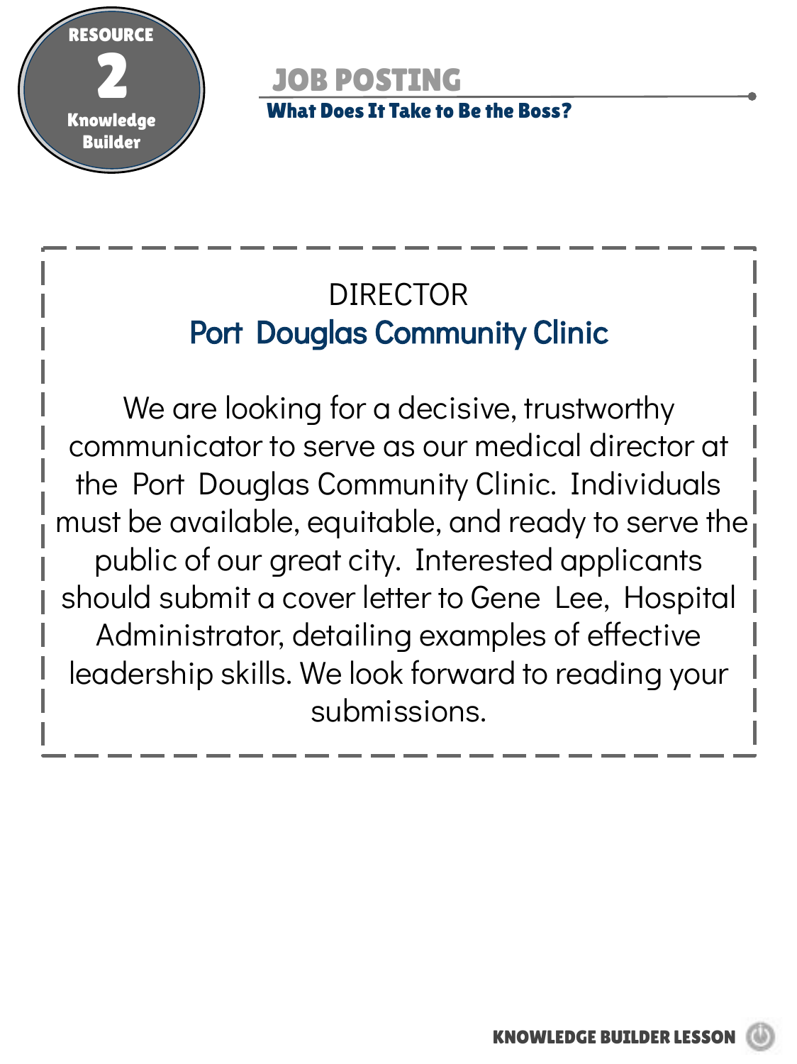**RESOURCE 2**
**Knowledge Builder**

# JOB POSTING

**What Does It Take to Be the Boss?**

DIRECTOR

## Port Douglas Community Clinic

We are looking for a decisive, trustworthy communicator to serve as our medical director at the Port Douglas Community Clinic. Individuals must be available, equitable, and ready to serve the public of our great city. Interested applicants should submit a cover letter to Gene Lee, Hospital Administrator, detailing examples of effective leadership skills. We look forward to reading your submissions.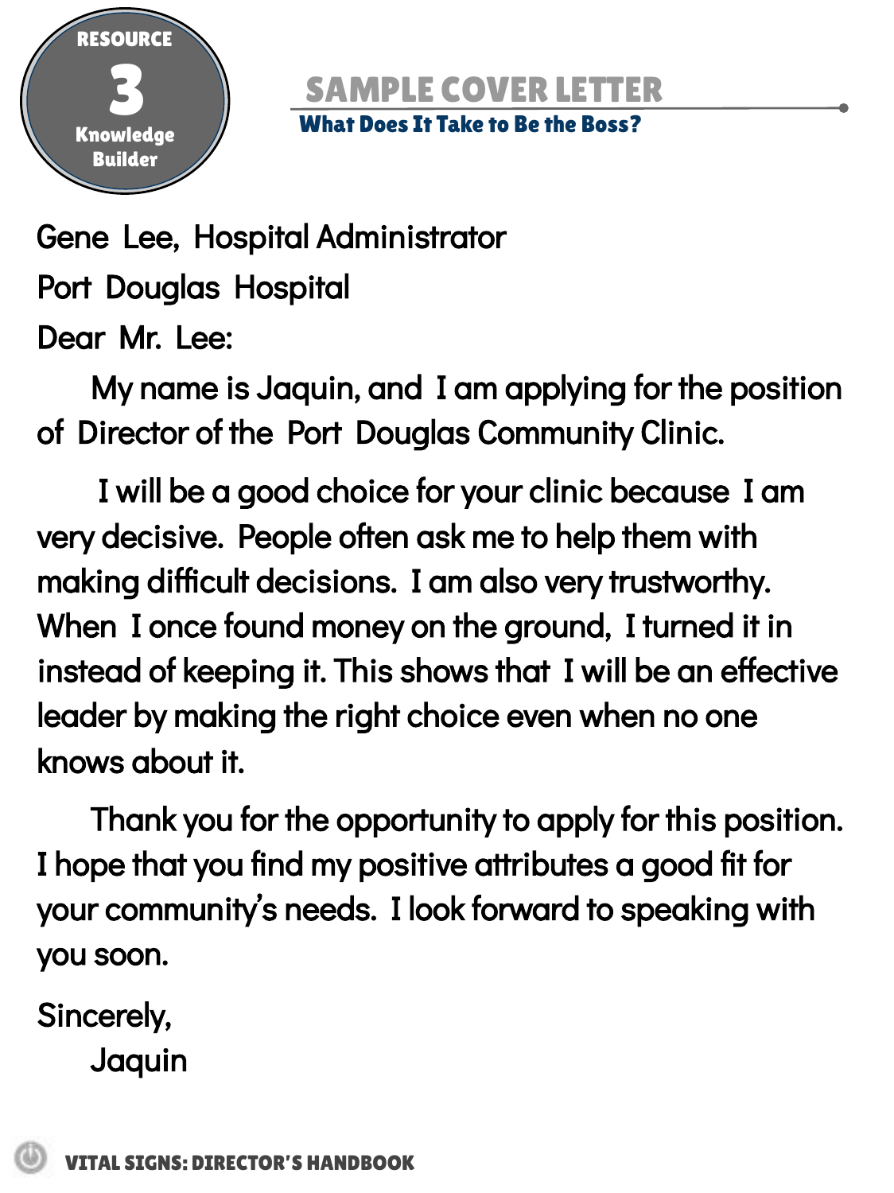**RESOURCE 3 Knowledge Builder**

# SAMPLE COVER LETTER

## What Does It Take to Be the Boss?

Gene Lee, Hospital Administrator

Port Douglas Hospital

Dear Mr. Lee:

My name is Jaquin, and I am applying for the position of Director of the Port Douglas Community Clinic.

I will be a good choice for your clinic because I am very decisive. People often ask me to help them with making difficult decisions. I am also very trustworthy. When I once found money on the ground, I turned it in instead of keeping it. This shows that I will be an effective leader by making the right choice even when no one knows about it.

Thank you for the opportunity to apply for this position. I hope that you find my positive attributes a good fit for your community's needs. I look forward to speaking with you soon.

Sincerely,

Jaquin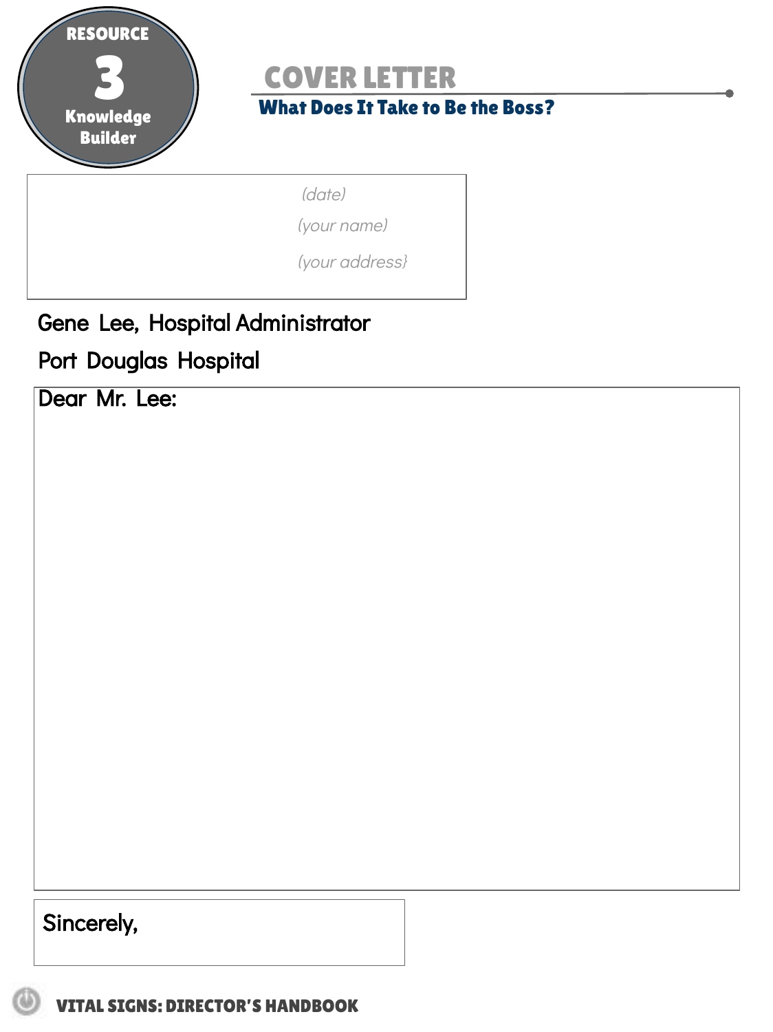RESOURCE 3 Knowledge Builder

# COVER LETTER

## What Does It Take to Be the Boss?

(date)

(your name)

(your address}

Gene Lee, Hospital Administrator

Port Douglas Hospital

Dear Mr. Lee:

Sincerely,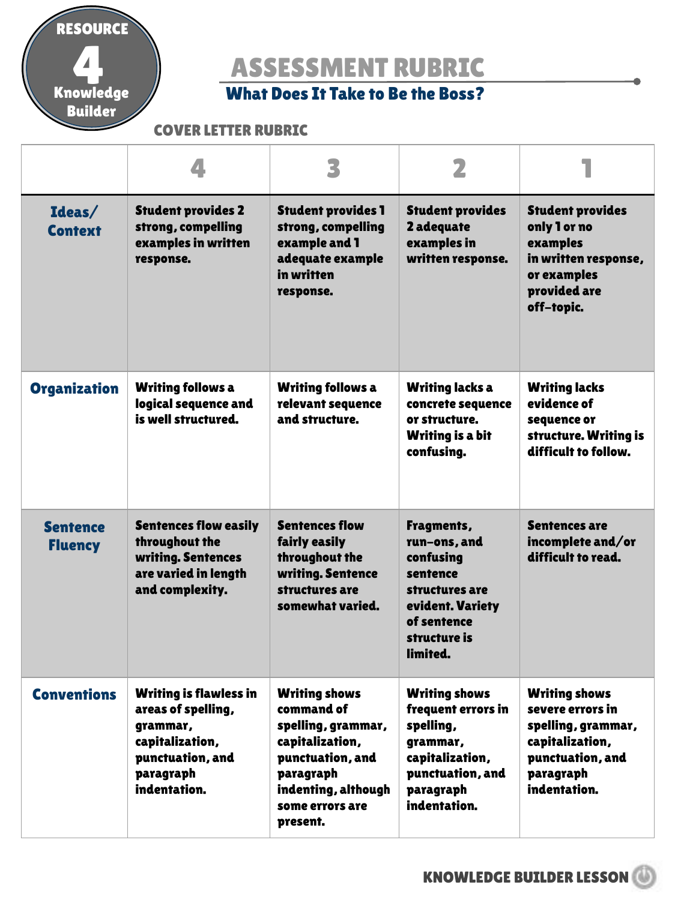RESOURCE 4 Knowledge Builder

# ASSESSMENT RUBRIC

## What Does It Take to Be the Boss?

### COVER LETTER RUBRIC

| | 4 | 3 | 2 | 1 |
|---|---|---|---|---|
| **Ideas/ Context** | Student provides 2 strong, compelling examples in written response. | Student provides 1 strong, compelling example and 1 adequate example in written response. | Student provides 2 adequate examples in written response. | Student provides only 1 or no examples in written response, or examples provided are off-topic. |
| **Organization** | Writing follows a logical sequence and is well structured. | Writing follows a relevant sequence and structure. | Writing lacks a concrete sequence or structure. Writing is a bit confusing. | Writing lacks evidence of sequence or structure. Writing is difficult to follow. |
| **Sentence Fluency** | Sentences flow easily throughout the writing. Sentences are varied in length and complexity. | Sentences flow fairly easily throughout the writing. Sentence structures are somewhat varied. | Fragments, run-ons, and confusing sentence structures are evident. Variety of sentence structure is limited. | Sentences are incomplete and/or difficult to read. |
| **Conventions** | Writing is flawless in areas of spelling, grammar, capitalization, punctuation, and paragraph indentation. | Writing shows command of spelling, grammar, capitalization, punctuation, and paragraph indenting, although some errors are present. | Writing shows frequent errors in spelling, grammar, capitalization, punctuation, and paragraph indentation. | Writing shows severe errors in spelling, grammar, capitalization, punctuation, and paragraph indentation. |